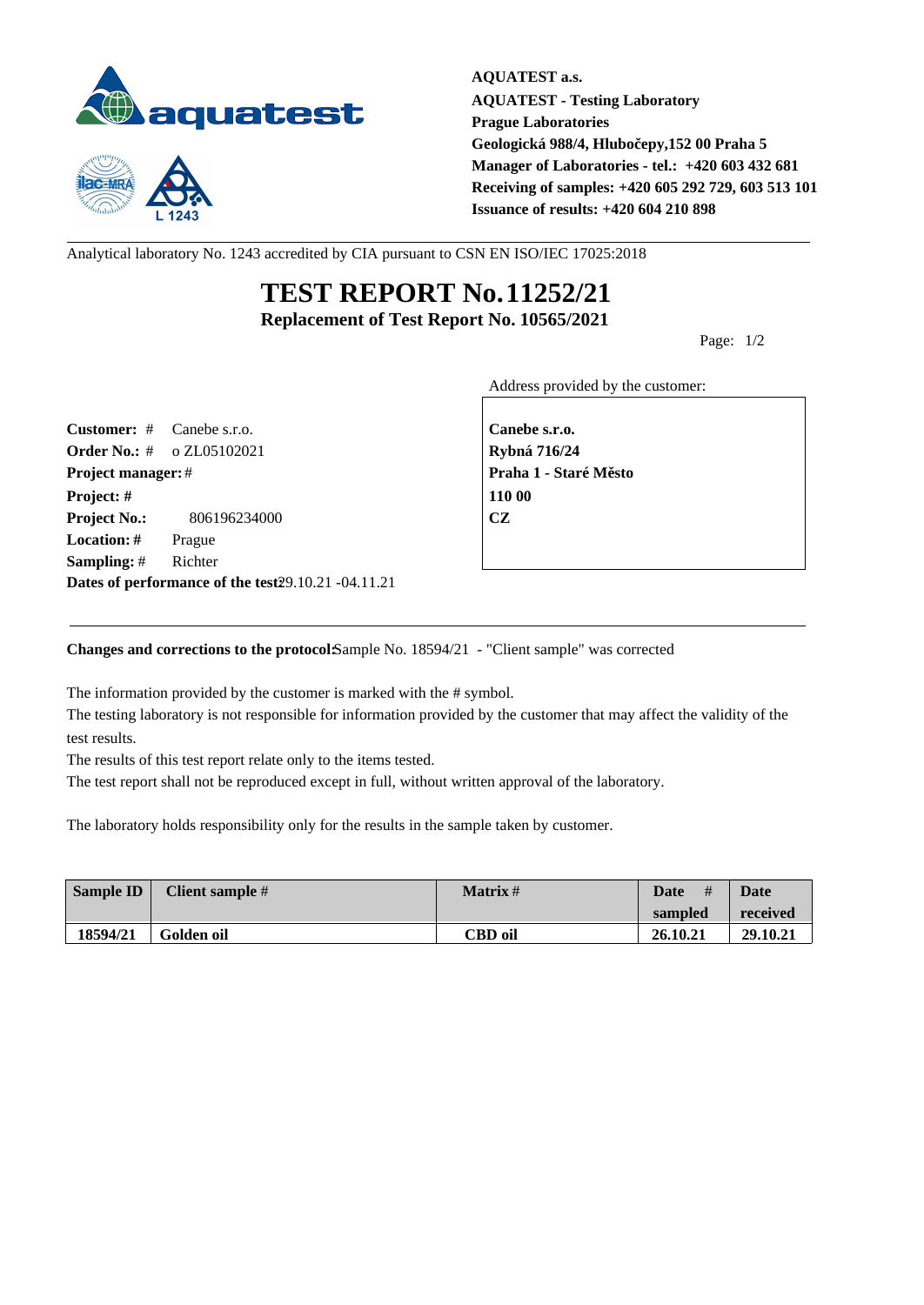**AQUATEST a.s.**
**AQUATEST - Testing Laboratory**
**Prague Laboratories**
**Geologická 988/4, Hlubočepy,152 00 Praha 5**
**Manager of Laboratories - tel.: +420 603 432 681**
**Receiving of samples: +420 605 292 729, 603 513 101**
**Issuance of results: +420 604 210 898**

L 1243

Analytical laboratory No. 1243 accredited by CIA pursuant to CSN EN ISO/IEC 17025:2018

# TEST REPORT No. 11252/21

**Replacement of Test Report No. 10565/2021**

Address provided by the customer:

**Canebe s.r.o.**
**Rybná 716/24**
**Praha 1 - Staré Město**
**110 00**
**CZ**

**Customer:** # Canebe s.r.o.
**Order No.:** # o ZL05102021
**Project manager:** #
**Project:** #
**Project No.:** 806196234000
**Location:** # Prague
**Sampling:** # Richter
**Dates of performance of the test:** 29.10.21 -04.11.21

**Changes and corrections to the protocol:** Sample No. 18594/21 - "Client sample" was corrected

The information provided by the customer is marked with the # symbol.
The testing laboratory is not responsible for information provided by the customer that may affect the validity of the test results.
The results of this test report relate only to the items tested.
The test report shall not be reproduced except in full, without written approval of the laboratory.

The laboratory holds responsibility only for the results in the sample taken by customer.

| Sample ID | Client sample # | Matrix # | Date # sampled | Date received |
|---|---|---|---|---|
| **18594/21** | **Golden oil** | **CBD oil** | **26.10.21** | **29.10.21** |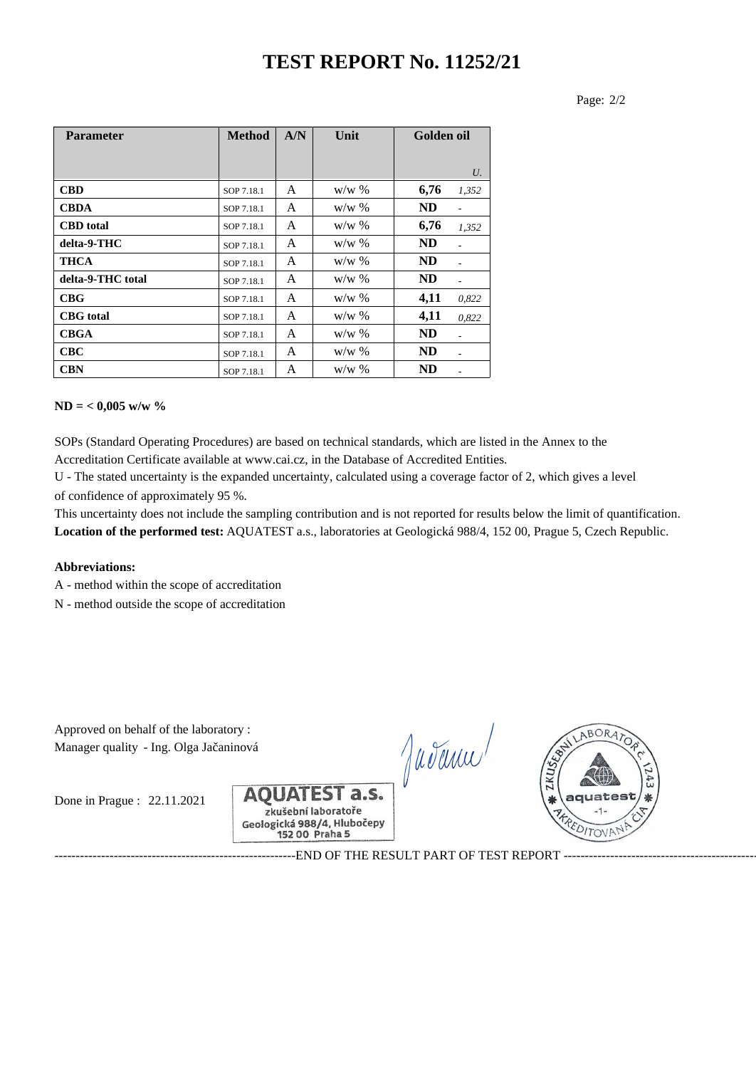# TEST REPORT No. 11252/21

| Parameter | Method | A/N | Unit | Golden oil | *U.* |
|---|---|---|---|---|---|
| **CBD** | SOP 7.18.1 | A | w/w % | **6,76** | *1,352* |
| **CBDA** | SOP 7.18.1 | A | w/w % | **ND** | - |
| **CBD total** | SOP 7.18.1 | A | w/w % | **6,76** | *1,352* |
| **delta-9-THC** | SOP 7.18.1 | A | w/w % | **ND** | - |
| **THCA** | SOP 7.18.1 | A | w/w % | **ND** | - |
| **delta-9-THC total** | SOP 7.18.1 | A | w/w % | **ND** | - |
| **CBG** | SOP 7.18.1 | A | w/w % | **4,11** | *0,822* |
| **CBG total** | SOP 7.18.1 | A | w/w % | **4,11** | *0,822* |
| **CBGA** | SOP 7.18.1 | A | w/w % | **ND** | - |
| **CBC** | SOP 7.18.1 | A | w/w % | **ND** | - |
| **CBN** | SOP 7.18.1 | A | w/w % | **ND** | - |

**ND = < 0,005 w/w %**

SOPs (Standard Operating Procedures) are based on technical standards, which are listed in the Annex to the Accreditation Certificate available at www.cai.cz, in the Database of Accredited Entities.

U - The stated uncertainty is the expanded uncertainty, calculated using a coverage factor of 2, which gives a level of confidence of approximately 95 %.

This uncertainty does not include the sampling contribution and is not reported for results below the limit of quantification.

**Location of the performed test:** AQUATEST a.s., laboratories at Geologická 988/4, 152 00, Prague 5, Czech Republic.

**Abbreviations:**

A - method within the scope of accreditation

N - method outside the scope of accreditation

Approved on behalf of the laboratory :
Manager quality - Ing. Olga Jačaninová

Done in Prague : 22.11.2021

AQUATEST a.s.
zkušební laboratoře
Geologická 988/4, Hlubočepy
152 00 Praha 5

ZKUŠEBNÍ LABORATOŘ č. 1243
aquatest
-1-
AKREDITOVANÁ ČIA

----------END OF THE RESULT PART OF TEST REPORT ----------